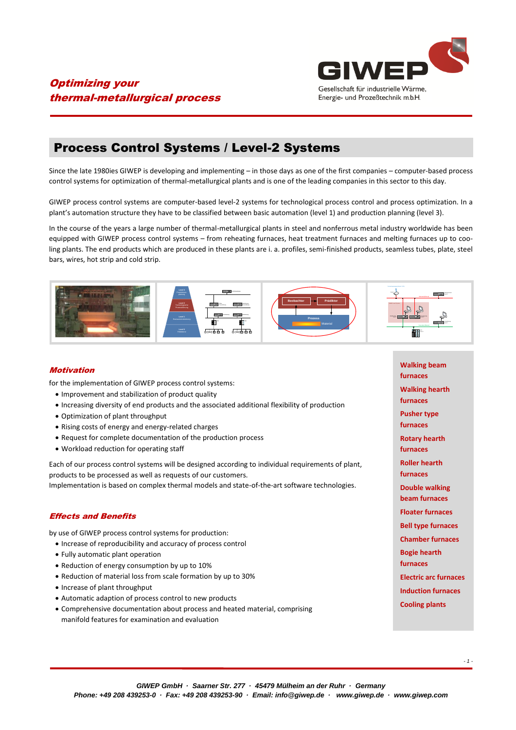*Optimizing your thermal-metallurgical process*

GIWEP

Gesellschaft für industrielle Wärme, Energie- und Prozeßtechnik m.b.H.

# Process Control Systems / Level-2 Systems

Since the late 1980ies GIWEP is developing and implementing – in those days as one of the first companies – computer-based process control systems for optimization of thermal-metallurgical plants and is one of the leading companies in this sector to this day.

GIWEP process control systems are computer-based level-2 systems for technological process control and process optimization. In a plant's automation structure they have to be classified between basic automation (level 1) and production planning (level 3).

In the course of the years a large number of thermal-metallurgical plants in steel and nonferrous metal industry worldwide has been equipped with GIWEP process control systems – from reheating furnaces, heat treatment furnaces and melting furnaces up to cooling plants. The end products which are produced in these plants are i. a. profiles, semi-finished products, seamless tubes, plate, steel bars, wires, hot strip and cold strip.

## *Motivation*

for the implementation of GIWEP process control systems:

- Improvement and stabilization of product quality
- Increasing diversity of end products and the associated additional flexibility of production
- Optimization of plant throughput
- Rising costs of energy and energy-related charges
- Request for complete documentation of the production process
- Workload reduction for operating staff

Each of our process control systems will be designed according to individual requirements of plant, products to be processed as well as requests of our customers.
Implementation is based on complex thermal models and state-of-the-art software technologies.

## *Effects and Benefits*

by use of GIWEP process control systems for production:

- Increase of reproducibility and accuracy of process control
- Fully automatic plant operation
- Reduction of energy consumption by up to 10%
- Reduction of material loss from scale formation by up to 30%
- Increase of plant throughput
- Automatic adaption of process control to new products
- Comprehensive documentation about process and heated material, comprising manifold features for examination and evaluation

**Walking beam furnaces**
**Walking hearth furnaces**
**Pusher type furnaces**
**Rotary hearth furnaces**
**Roller hearth furnaces**
**Double walking beam furnaces**
**Floater furnaces**
**Bell type furnaces**
**Chamber furnaces**
**Bogie hearth furnaces**
**Electric arc furnaces**
**Induction furnaces**
**Cooling plants**

*GIWEP GmbH · Saarner Str. 277 · 45479 Mülheim an der Ruhr · Germany*
*Phone: +49 208 439253-0 · Fax: +49 208 439253-90 · Email: info@giwep.de · www.giwep.de · www.giwep.com*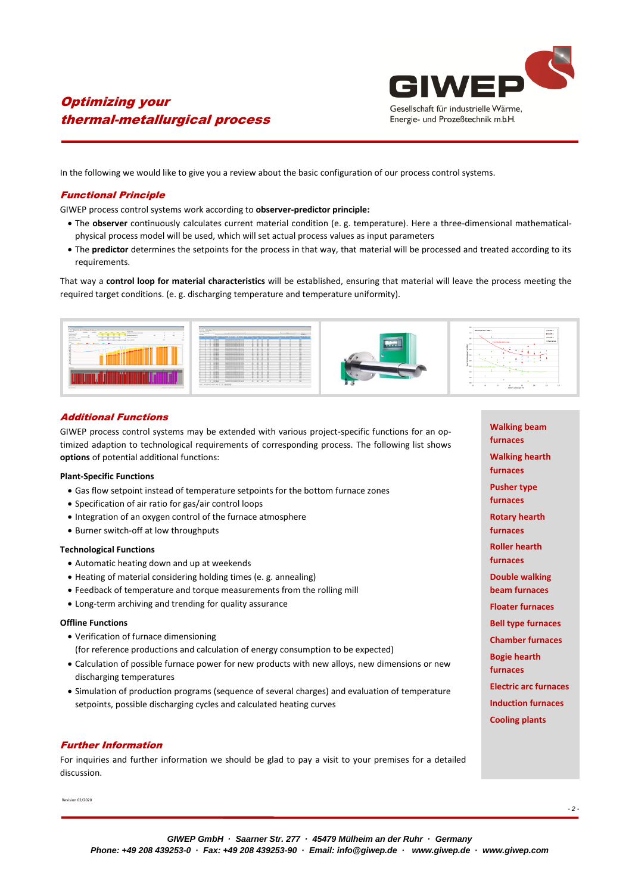## *Optimizing your thermal-metallurgical process*

GIWEP

Gesellschaft für industrielle Wärme, Energie- und Prozeßtechnik m.b.H.

In the following we would like to give you a review about the basic configuration of our process control systems.

### *Functional Principle*

GIWEP process control systems work according to **observer-predictor principle:**

- The **observer** continuously calculates current material condition (e. g. temperature). Here a three-dimensional mathematical-physical process model will be used, which will set actual process values as input parameters
- The **predictor** determines the setpoints for the process in that way, that material will be processed and treated according to its requirements.

That way a **control loop for material characteristics** will be established, ensuring that material will leave the process meeting the required target conditions. (e. g. discharging temperature and temperature uniformity).

### *Additional Functions*

GIWEP process control systems may be extended with various project-specific functions for an optimized adaption to technological requirements of corresponding process. The following list shows **options** of potential additional functions:

**Plant-Specific Functions**

- Gas flow setpoint instead of temperature setpoints for the bottom furnace zones
- Specification of air ratio for gas/air control loops
- Integration of an oxygen control of the furnace atmosphere
- Burner switch-off at low throughputs

**Technological Functions**

- Automatic heating down and up at weekends
- Heating of material considering holding times (e. g. annealing)
- Feedback of temperature and torque measurements from the rolling mill
- Long-term archiving and trending for quality assurance

**Offline Functions**

- Verification of furnace dimensioning
  (for reference productions and calculation of energy consumption to be expected)
- Calculation of possible furnace power for new products with new alloys, new dimensions or new discharging temperatures
- Simulation of production programs (sequence of several charges) and evaluation of temperature setpoints, possible discharging cycles and calculated heating curves

**Walking beam furnaces**
**Walking hearth furnaces**
**Pusher type furnaces**
**Rotary hearth furnaces**
**Roller hearth furnaces**
**Double walking beam furnaces**
**Floater furnaces**
**Bell type furnaces**
**Chamber furnaces**
**Bogie hearth furnaces**
**Electric arc furnaces**
**Induction furnaces**
**Cooling plants**

### *Further Information*

For inquiries and further information we should be glad to pay a visit to your premises for a detailed discussion.

Revision 02/2020

*GIWEP GmbH · Saarner Str. 277 · 45479 Mülheim an der Ruhr · Germany*
*Phone: +49 208 439253-0 · Fax: +49 208 439253-90 · Email: info@giwep.de · www.giwep.de · www.giwep.com*